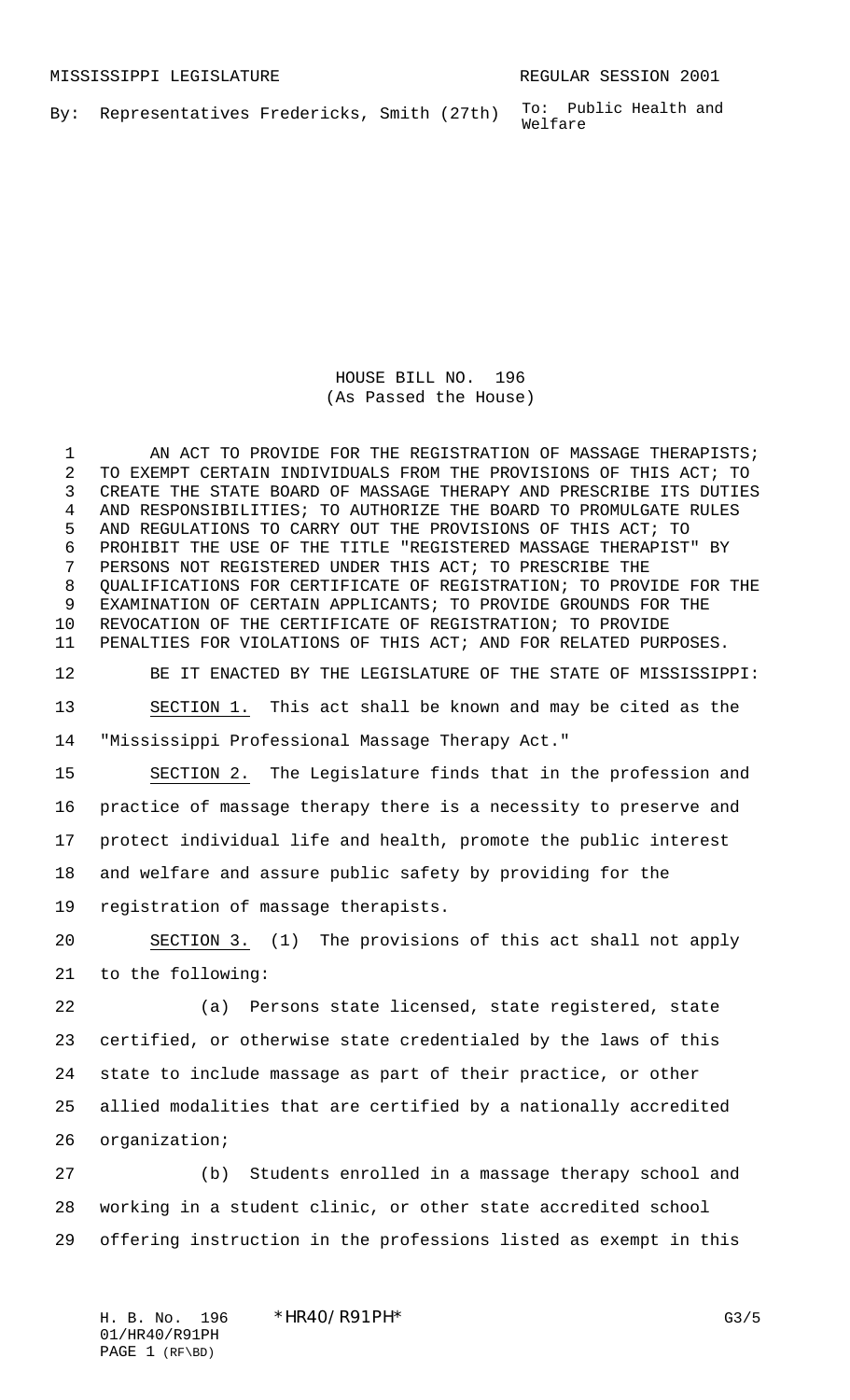MISSISSIPPI LEGISLATURE REGULAR SESSION 2001

By: Representatives Fredericks, Smith (27th)

To: Public Health and Welfare

# HOUSE BILL NO. 196
## (As Passed the House)

AN ACT TO PROVIDE FOR THE REGISTRATION OF MASSAGE THERAPISTS; TO EXEMPT CERTAIN INDIVIDUALS FROM THE PROVISIONS OF THIS ACT; TO CREATE THE STATE BOARD OF MASSAGE THERAPY AND PRESCRIBE ITS DUTIES AND RESPONSIBILITIES; TO AUTHORIZE THE BOARD TO PROMULGATE RULES AND REGULATIONS TO CARRY OUT THE PROVISIONS OF THIS ACT; TO PROHIBIT THE USE OF THE TITLE "REGISTERED MASSAGE THERAPIST" BY PERSONS NOT REGISTERED UNDER THIS ACT; TO PRESCRIBE THE QUALIFICATIONS FOR CERTIFICATE OF REGISTRATION; TO PROVIDE FOR THE EXAMINATION OF CERTAIN APPLICANTS; TO PROVIDE GROUNDS FOR THE REVOCATION OF THE CERTIFICATE OF REGISTRATION; TO PROVIDE PENALTIES FOR VIOLATIONS OF THIS ACT; AND FOR RELATED PURPOSES.

BE IT ENACTED BY THE LEGISLATURE OF THE STATE OF MISSISSIPPI:

SECTION 1. This act shall be known and may be cited as the "Mississippi Professional Massage Therapy Act."

SECTION 2. The Legislature finds that in the profession and practice of massage therapy there is a necessity to preserve and protect individual life and health, promote the public interest and welfare and assure public safety by providing for the registration of massage therapists.

SECTION 3. (1) The provisions of this act shall not apply to the following:

(a) Persons state licensed, state registered, state certified, or otherwise state credentialed by the laws of this state to include massage as part of their practice, or other allied modalities that are certified by a nationally accredited organization;

(b) Students enrolled in a massage therapy school and working in a student clinic, or other state accredited school offering instruction in the professions listed as exempt in this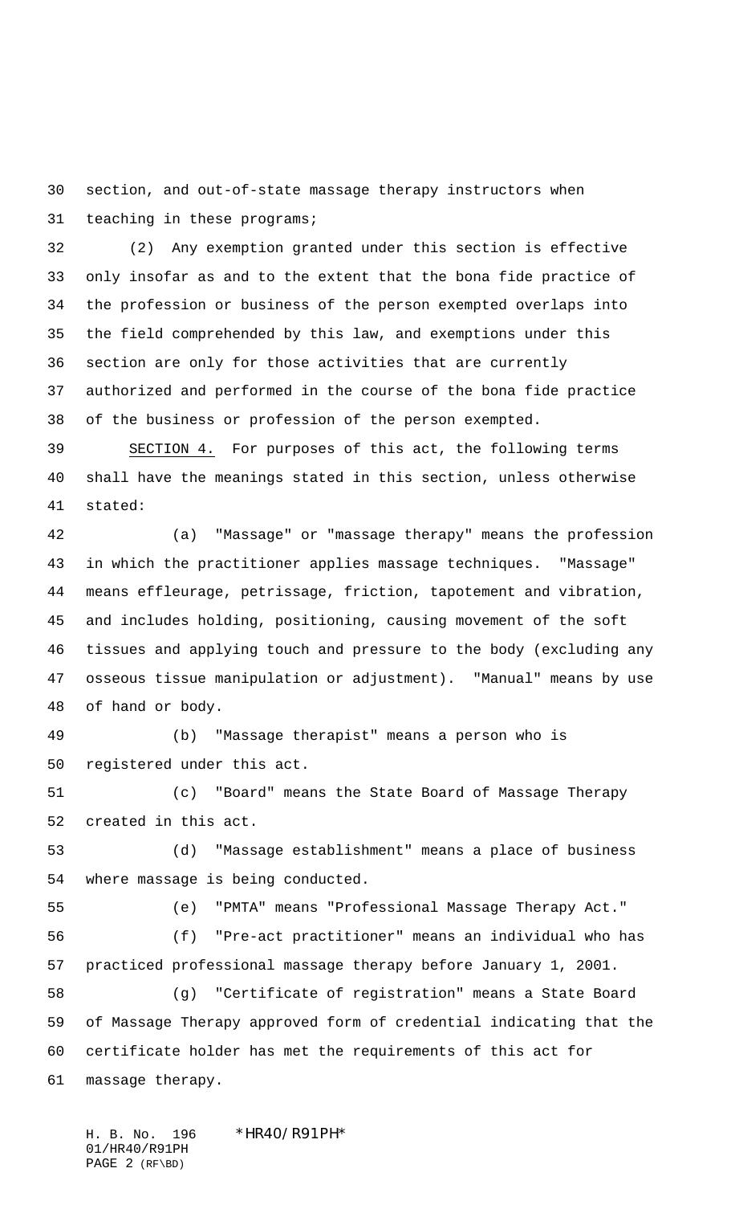section, and out-of-state massage therapy instructors when teaching in these programs;

(2) Any exemption granted under this section is effective only insofar as and to the extent that the bona fide practice of the profession or business of the person exempted overlaps into the field comprehended by this law, and exemptions under this section are only for those activities that are currently authorized and performed in the course of the bona fide practice of the business or profession of the person exempted.

SECTION 4. For purposes of this act, the following terms shall have the meanings stated in this section, unless otherwise stated:

(a) "Massage" or "massage therapy" means the profession in which the practitioner applies massage techniques. "Massage" means effleurage, petrissage, friction, tapotement and vibration, and includes holding, positioning, causing movement of the soft tissues and applying touch and pressure to the body (excluding any osseous tissue manipulation or adjustment). "Manual" means by use of hand or body.

(b) "Massage therapist" means a person who is registered under this act.

(c) "Board" means the State Board of Massage Therapy created in this act.

(d) "Massage establishment" means a place of business where massage is being conducted.

(e) "PMTA" means "Professional Massage Therapy Act."

(f) "Pre-act practitioner" means an individual who has practiced professional massage therapy before January 1, 2001.

(g) "Certificate of registration" means a State Board of Massage Therapy approved form of credential indicating that the certificate holder has met the requirements of this act for massage therapy.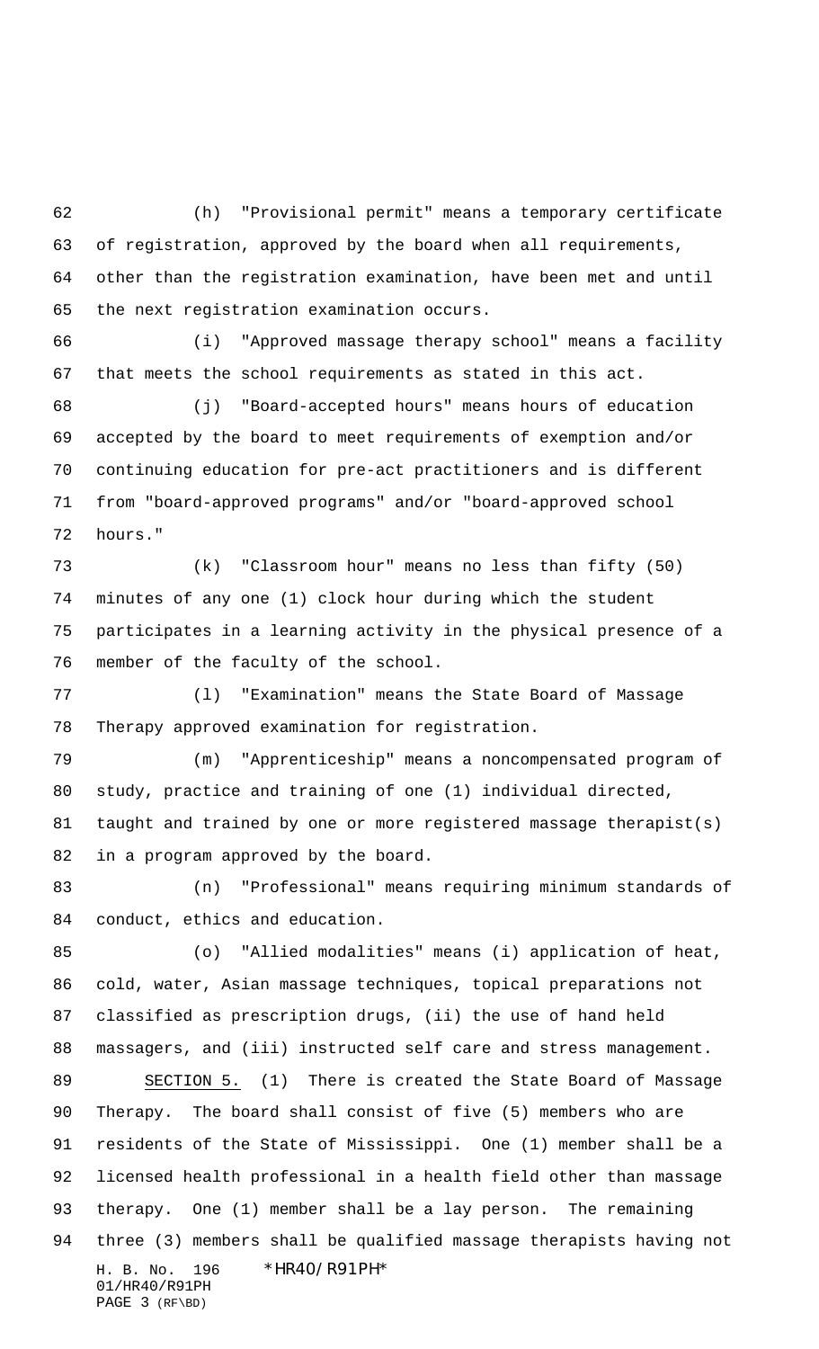(h) "Provisional permit" means a temporary certificate of registration, approved by the board when all requirements, other than the registration examination, have been met and until the next registration examination occurs.

(i) "Approved massage therapy school" means a facility that meets the school requirements as stated in this act.

(j) "Board-accepted hours" means hours of education accepted by the board to meet requirements of exemption and/or continuing education for pre-act practitioners and is different from "board-approved programs" and/or "board-approved school hours."

(k) "Classroom hour" means no less than fifty (50) minutes of any one (1) clock hour during which the student participates in a learning activity in the physical presence of a member of the faculty of the school.

(l) "Examination" means the State Board of Massage Therapy approved examination for registration.

(m) "Apprenticeship" means a noncompensated program of study, practice and training of one (1) individual directed, taught and trained by one or more registered massage therapist(s) in a program approved by the board.

(n) "Professional" means requiring minimum standards of conduct, ethics and education.

(o) "Allied modalities" means (i) application of heat, cold, water, Asian massage techniques, topical preparations not classified as prescription drugs, (ii) the use of hand held massagers, and (iii) instructed self care and stress management.

SECTION 5. (1) There is created the State Board of Massage Therapy. The board shall consist of five (5) members who are residents of the State of Mississippi. One (1) member shall be a licensed health professional in a health field other than massage therapy. One (1) member shall be a lay person. The remaining three (3) members shall be qualified massage therapists having not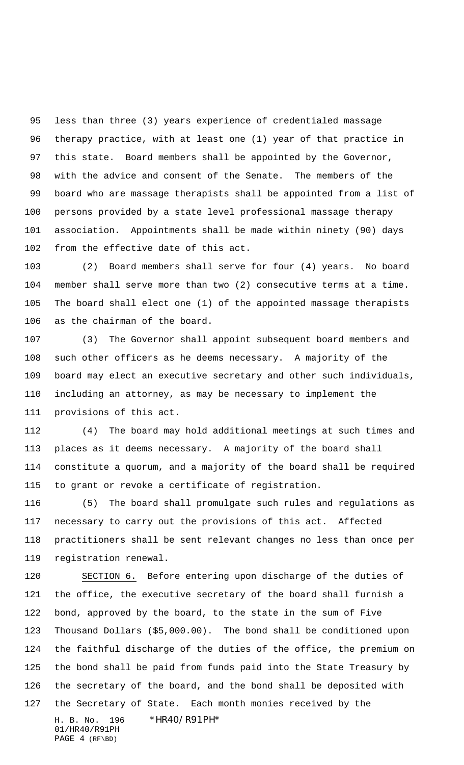less than three (3) years experience of credentialed massage therapy practice, with at least one (1) year of that practice in this state. Board members shall be appointed by the Governor, with the advice and consent of the Senate. The members of the board who are massage therapists shall be appointed from a list of persons provided by a state level professional massage therapy association. Appointments shall be made within ninety (90) days from the effective date of this act.

(2) Board members shall serve for four (4) years. No board member shall serve more than two (2) consecutive terms at a time. The board shall elect one (1) of the appointed massage therapists as the chairman of the board.

(3) The Governor shall appoint subsequent board members and such other officers as he deems necessary. A majority of the board may elect an executive secretary and other such individuals, including an attorney, as may be necessary to implement the provisions of this act.

(4) The board may hold additional meetings at such times and places as it deems necessary. A majority of the board shall constitute a quorum, and a majority of the board shall be required to grant or revoke a certificate of registration.

(5) The board shall promulgate such rules and regulations as necessary to carry out the provisions of this act. Affected practitioners shall be sent relevant changes no less than once per registration renewal.

SECTION 6. Before entering upon discharge of the duties of the office, the executive secretary of the board shall furnish a bond, approved by the board, to the state in the sum of Five Thousand Dollars ($5,000.00). The bond shall be conditioned upon the faithful discharge of the duties of the office, the premium on the bond shall be paid from funds paid into the State Treasury by the secretary of the board, and the bond shall be deposited with the Secretary of State. Each month monies received by the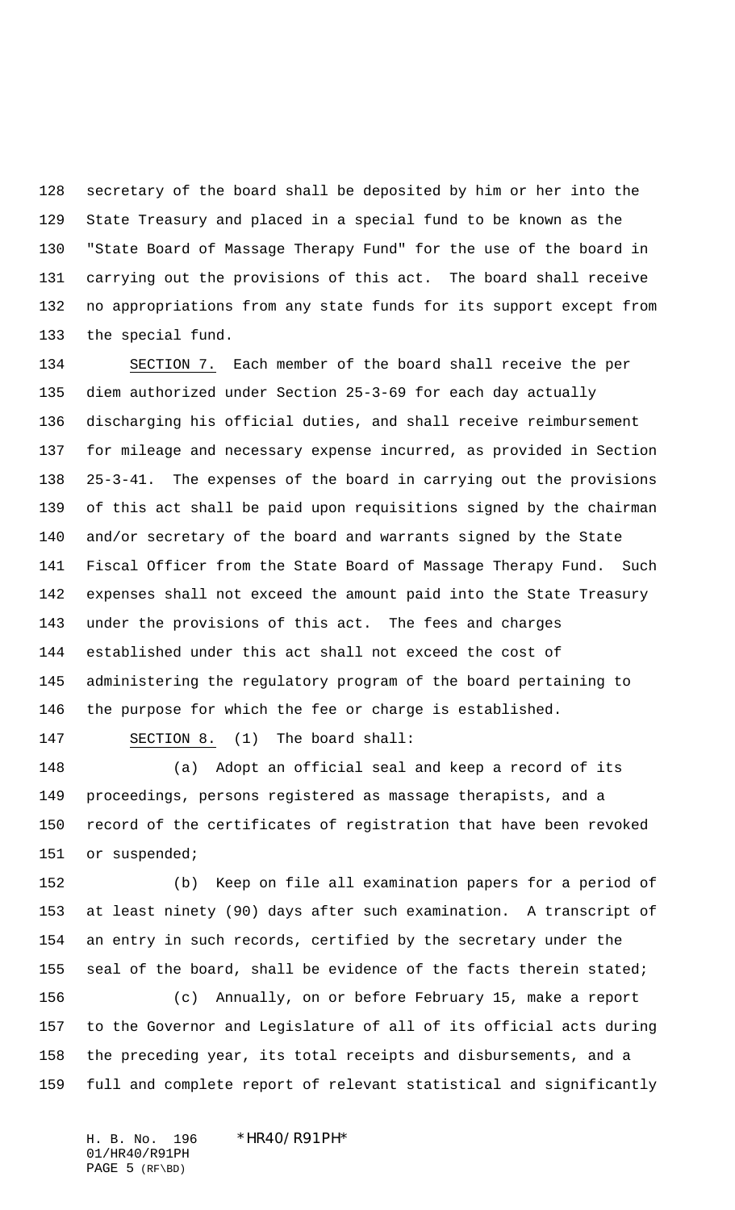secretary of the board shall be deposited by him or her into the State Treasury and placed in a special fund to be known as the "State Board of Massage Therapy Fund" for the use of the board in carrying out the provisions of this act. The board shall receive no appropriations from any state funds for its support except from the special fund.

SECTION 7. Each member of the board shall receive the per diem authorized under Section 25-3-69 for each day actually discharging his official duties, and shall receive reimbursement for mileage and necessary expense incurred, as provided in Section 25-3-41. The expenses of the board in carrying out the provisions of this act shall be paid upon requisitions signed by the chairman and/or secretary of the board and warrants signed by the State Fiscal Officer from the State Board of Massage Therapy Fund. Such expenses shall not exceed the amount paid into the State Treasury under the provisions of this act. The fees and charges established under this act shall not exceed the cost of administering the regulatory program of the board pertaining to the purpose for which the fee or charge is established.

SECTION 8. (1) The board shall:

(a) Adopt an official seal and keep a record of its proceedings, persons registered as massage therapists, and a record of the certificates of registration that have been revoked or suspended;

(b) Keep on file all examination papers for a period of at least ninety (90) days after such examination. A transcript of an entry in such records, certified by the secretary under the seal of the board, shall be evidence of the facts therein stated;

(c) Annually, on or before February 15, make a report to the Governor and Legislature of all of its official acts during the preceding year, its total receipts and disbursements, and a full and complete report of relevant statistical and significantly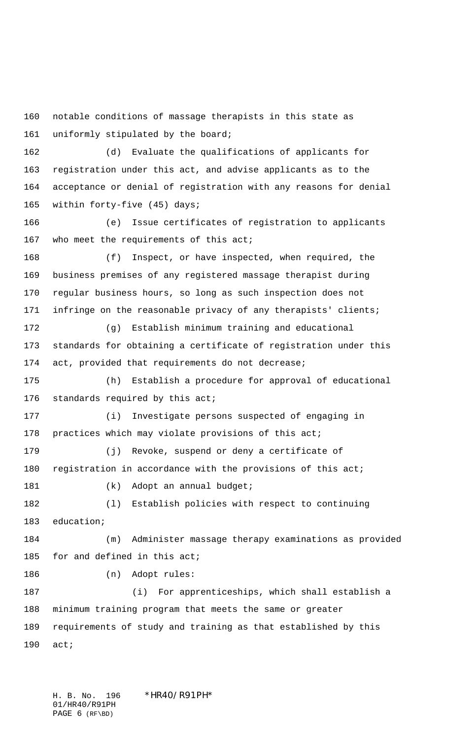notable conditions of massage therapists in this state as uniformly stipulated by the board;

(d) Evaluate the qualifications of applicants for registration under this act, and advise applicants as to the acceptance or denial of registration with any reasons for denial within forty-five (45) days;

(e) Issue certificates of registration to applicants who meet the requirements of this act;

(f) Inspect, or have inspected, when required, the business premises of any registered massage therapist during regular business hours, so long as such inspection does not infringe on the reasonable privacy of any therapists' clients;

(g) Establish minimum training and educational standards for obtaining a certificate of registration under this act, provided that requirements do not decrease;

(h) Establish a procedure for approval of educational standards required by this act;

(i) Investigate persons suspected of engaging in practices which may violate provisions of this act;

(j) Revoke, suspend or deny a certificate of registration in accordance with the provisions of this act;

(k) Adopt an annual budget;

(l) Establish policies with respect to continuing education;

(m) Administer massage therapy examinations as provided for and defined in this act;

(n) Adopt rules:

(i) For apprenticeships, which shall establish a minimum training program that meets the same or greater requirements of study and training as that established by this act;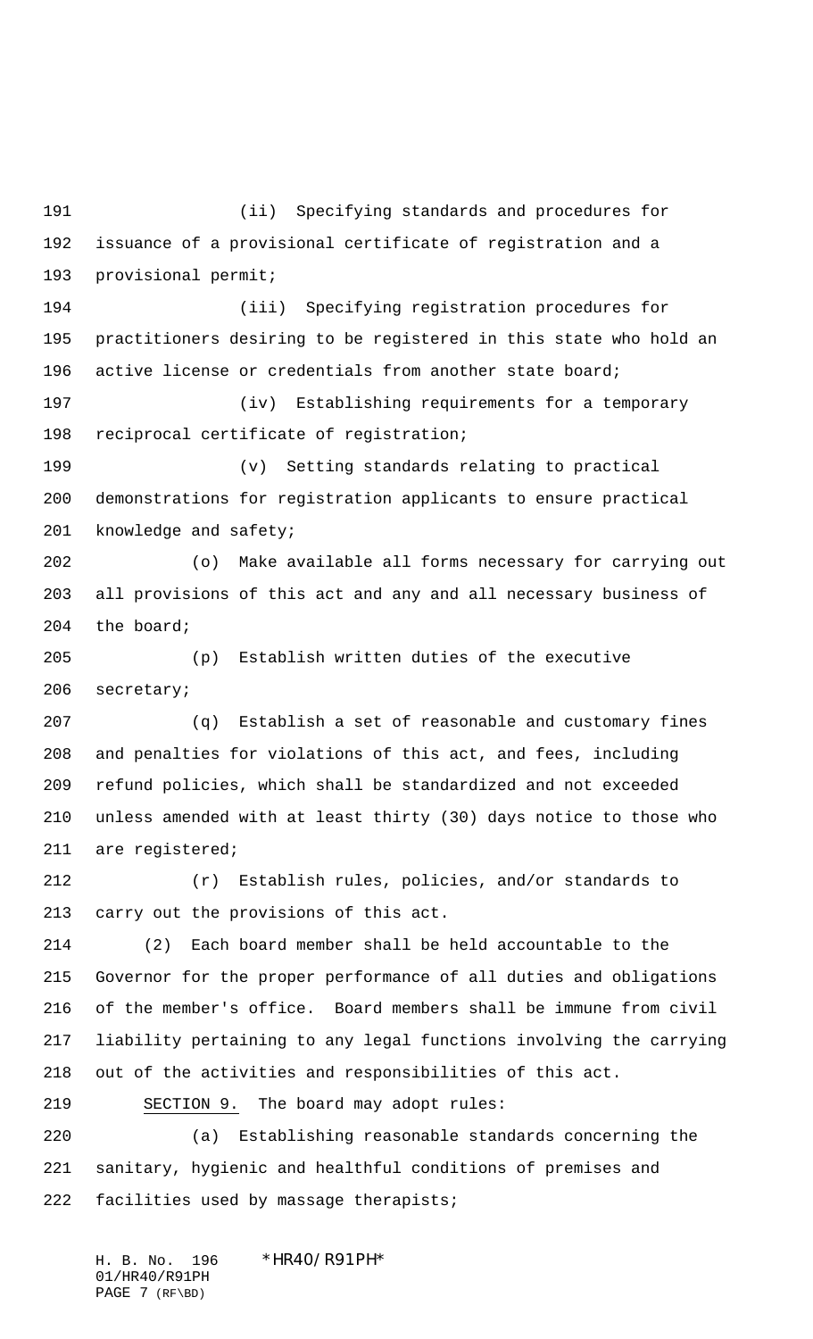(ii) Specifying standards and procedures for issuance of a provisional certificate of registration and a provisional permit;

(iii) Specifying registration procedures for practitioners desiring to be registered in this state who hold an active license or credentials from another state board;

(iv) Establishing requirements for a temporary reciprocal certificate of registration;

(v) Setting standards relating to practical demonstrations for registration applicants to ensure practical knowledge and safety;

(o) Make available all forms necessary for carrying out all provisions of this act and any and all necessary business of the board;

(p) Establish written duties of the executive secretary;

(q) Establish a set of reasonable and customary fines and penalties for violations of this act, and fees, including refund policies, which shall be standardized and not exceeded unless amended with at least thirty (30) days notice to those who are registered;

(r) Establish rules, policies, and/or standards to carry out the provisions of this act.

(2) Each board member shall be held accountable to the Governor for the proper performance of all duties and obligations of the member's office. Board members shall be immune from civil liability pertaining to any legal functions involving the carrying out of the activities and responsibilities of this act.

SECTION 9. The board may adopt rules:

(a) Establishing reasonable standards concerning the sanitary, hygienic and healthful conditions of premises and facilities used by massage therapists;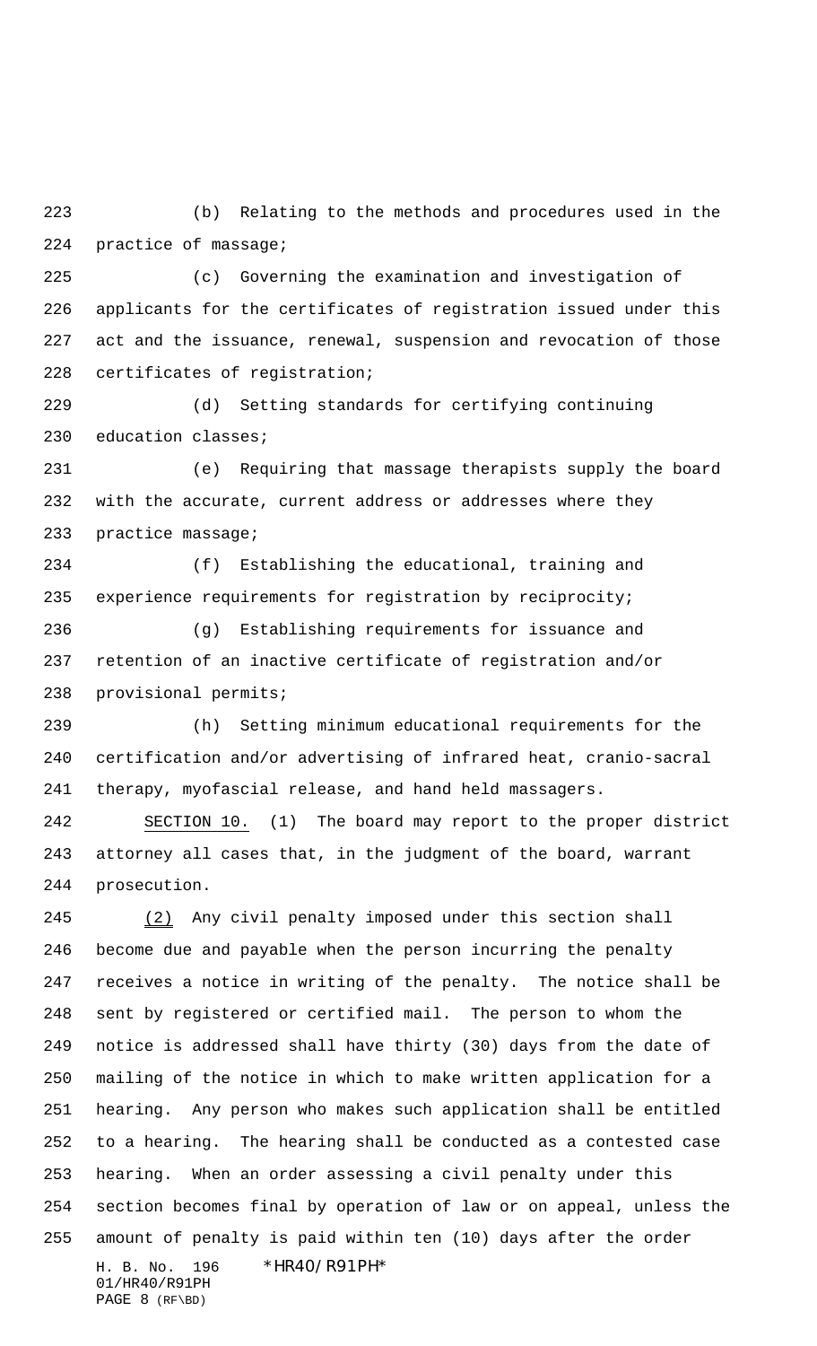(b) Relating to the methods and procedures used in the practice of massage;

(c) Governing the examination and investigation of applicants for the certificates of registration issued under this act and the issuance, renewal, suspension and revocation of those certificates of registration;

(d) Setting standards for certifying continuing education classes;

(e) Requiring that massage therapists supply the board with the accurate, current address or addresses where they practice massage;

(f) Establishing the educational, training and experience requirements for registration by reciprocity;

(g) Establishing requirements for issuance and retention of an inactive certificate of registration and/or provisional permits;

(h) Setting minimum educational requirements for the certification and/or advertising of infrared heat, cranio-sacral therapy, myofascial release, and hand held massagers.

SECTION 10. (1) The board may report to the proper district attorney all cases that, in the judgment of the board, warrant prosecution.

(2) Any civil penalty imposed under this section shall become due and payable when the person incurring the penalty receives a notice in writing of the penalty. The notice shall be sent by registered or certified mail. The person to whom the notice is addressed shall have thirty (30) days from the date of mailing of the notice in which to make written application for a hearing. Any person who makes such application shall be entitled to a hearing. The hearing shall be conducted as a contested case hearing. When an order assessing a civil penalty under this section becomes final by operation of law or on appeal, unless the amount of penalty is paid within ten (10) days after the order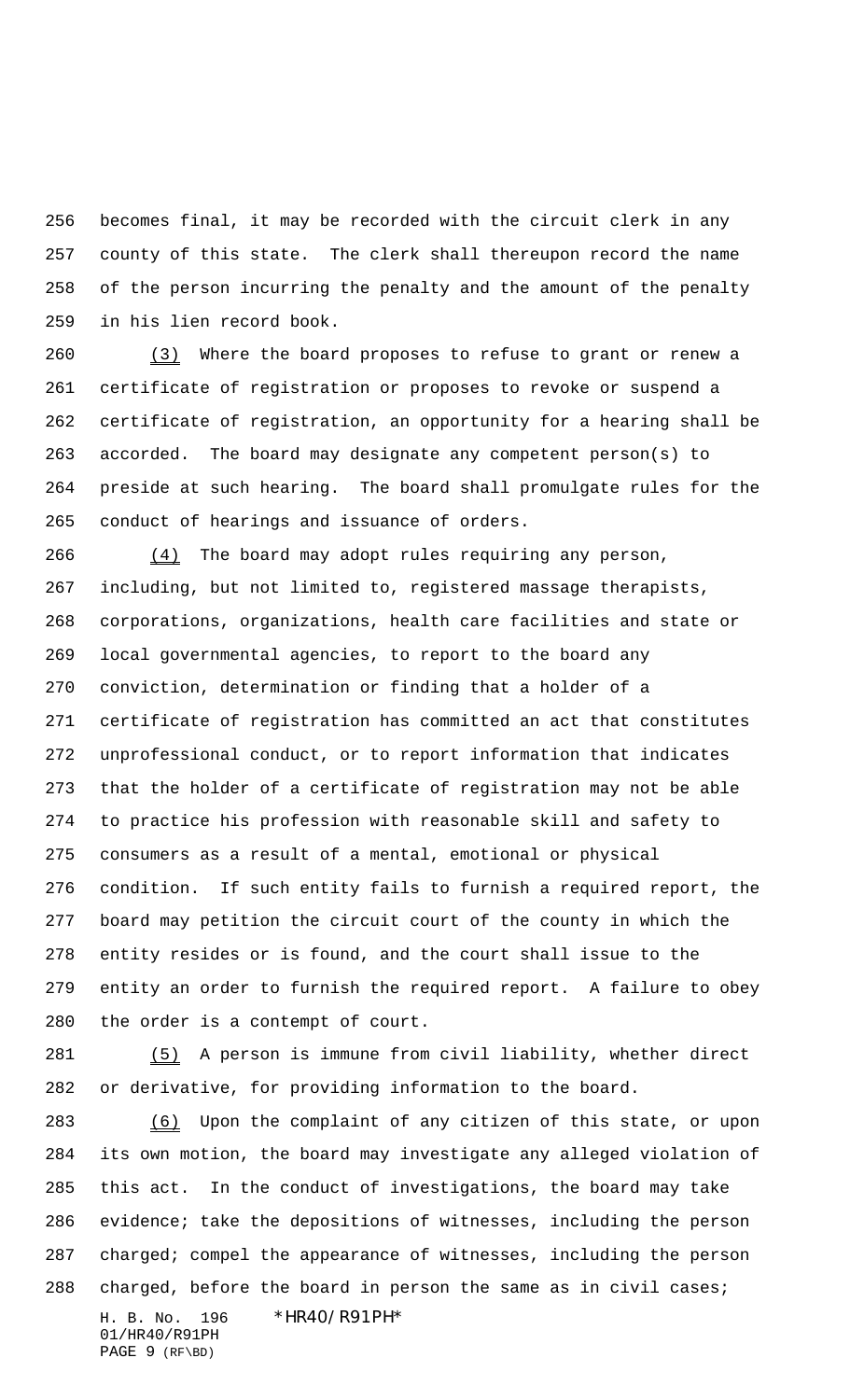becomes final, it may be recorded with the circuit clerk in any county of this state. The clerk shall thereupon record the name of the person incurring the penalty and the amount of the penalty in his lien record book.

(3) Where the board proposes to refuse to grant or renew a certificate of registration or proposes to revoke or suspend a certificate of registration, an opportunity for a hearing shall be accorded. The board may designate any competent person(s) to preside at such hearing. The board shall promulgate rules for the conduct of hearings and issuance of orders.

(4) The board may adopt rules requiring any person, including, but not limited to, registered massage therapists, corporations, organizations, health care facilities and state or local governmental agencies, to report to the board any conviction, determination or finding that a holder of a certificate of registration has committed an act that constitutes unprofessional conduct, or to report information that indicates that the holder of a certificate of registration may not be able to practice his profession with reasonable skill and safety to consumers as a result of a mental, emotional or physical condition. If such entity fails to furnish a required report, the board may petition the circuit court of the county in which the entity resides or is found, and the court shall issue to the entity an order to furnish the required report. A failure to obey the order is a contempt of court.

(5) A person is immune from civil liability, whether direct or derivative, for providing information to the board.

(6) Upon the complaint of any citizen of this state, or upon its own motion, the board may investigate any alleged violation of this act. In the conduct of investigations, the board may take evidence; take the depositions of witnesses, including the person charged; compel the appearance of witnesses, including the person charged, before the board in person the same as in civil cases;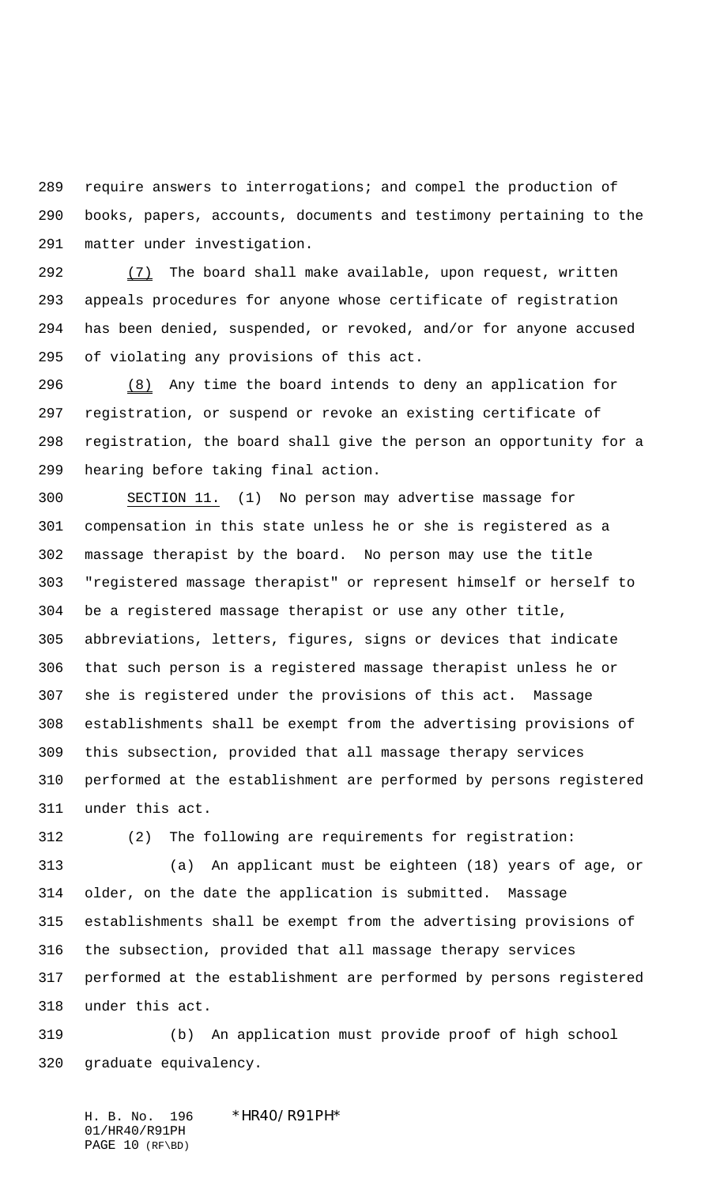require answers to interrogations; and compel the production of books, papers, accounts, documents and testimony pertaining to the matter under investigation.

(7) The board shall make available, upon request, written appeals procedures for anyone whose certificate of registration has been denied, suspended, or revoked, and/or for anyone accused of violating any provisions of this act.

(8) Any time the board intends to deny an application for registration, or suspend or revoke an existing certificate of registration, the board shall give the person an opportunity for a hearing before taking final action.

SECTION 11. (1) No person may advertise massage for compensation in this state unless he or she is registered as a massage therapist by the board. No person may use the title "registered massage therapist" or represent himself or herself to be a registered massage therapist or use any other title, abbreviations, letters, figures, signs or devices that indicate that such person is a registered massage therapist unless he or she is registered under the provisions of this act. Massage establishments shall be exempt from the advertising provisions of this subsection, provided that all massage therapy services performed at the establishment are performed by persons registered under this act.

(2) The following are requirements for registration:

(a) An applicant must be eighteen (18) years of age, or older, on the date the application is submitted. Massage establishments shall be exempt from the advertising provisions of the subsection, provided that all massage therapy services performed at the establishment are performed by persons registered under this act.

(b) An application must provide proof of high school graduate equivalency.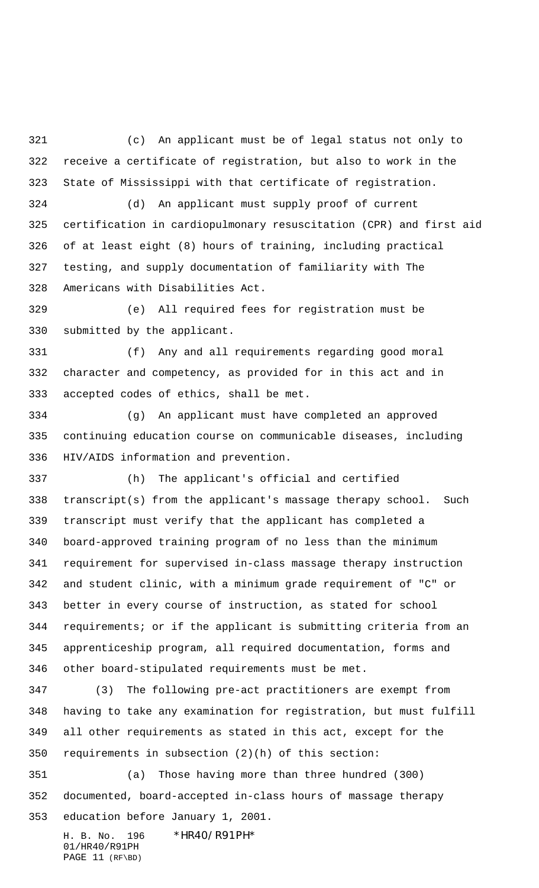(c) An applicant must be of legal status not only to receive a certificate of registration, but also to work in the State of Mississippi with that certificate of registration.

(d) An applicant must supply proof of current certification in cardiopulmonary resuscitation (CPR) and first aid of at least eight (8) hours of training, including practical testing, and supply documentation of familiarity with The Americans with Disabilities Act.

(e) All required fees for registration must be submitted by the applicant.

(f) Any and all requirements regarding good moral character and competency, as provided for in this act and in accepted codes of ethics, shall be met.

(g) An applicant must have completed an approved continuing education course on communicable diseases, including HIV/AIDS information and prevention.

(h) The applicant's official and certified transcript(s) from the applicant's massage therapy school. Such transcript must verify that the applicant has completed a board-approved training program of no less than the minimum requirement for supervised in-class massage therapy instruction and student clinic, with a minimum grade requirement of "C" or better in every course of instruction, as stated for school requirements; or if the applicant is submitting criteria from an apprenticeship program, all required documentation, forms and other board-stipulated requirements must be met.

(3) The following pre-act practitioners are exempt from having to take any examination for registration, but must fulfill all other requirements as stated in this act, except for the requirements in subsection (2)(h) of this section:

(a) Those having more than three hundred (300) documented, board-accepted in-class hours of massage therapy education before January 1, 2001.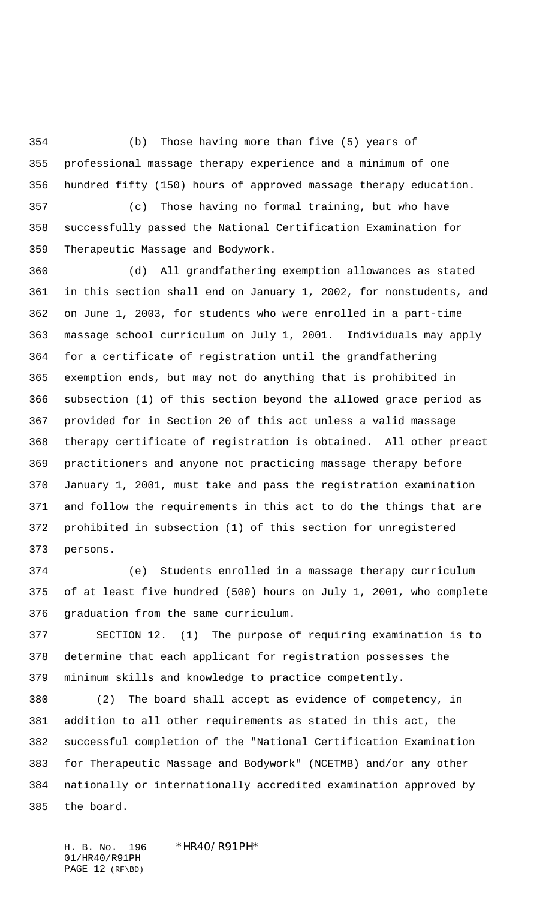(b) Those having more than five (5) years of professional massage therapy experience and a minimum of one hundred fifty (150) hours of approved massage therapy education.

(c) Those having no formal training, but who have successfully passed the National Certification Examination for Therapeutic Massage and Bodywork.

(d) All grandfathering exemption allowances as stated in this section shall end on January 1, 2002, for nonstudents, and on June 1, 2003, for students who were enrolled in a part-time massage school curriculum on July 1, 2001. Individuals may apply for a certificate of registration until the grandfathering exemption ends, but may not do anything that is prohibited in subsection (1) of this section beyond the allowed grace period as provided for in Section 20 of this act unless a valid massage therapy certificate of registration is obtained. All other preact practitioners and anyone not practicing massage therapy before January 1, 2001, must take and pass the registration examination and follow the requirements in this act to do the things that are prohibited in subsection (1) of this section for unregistered persons.

(e) Students enrolled in a massage therapy curriculum of at least five hundred (500) hours on July 1, 2001, who complete graduation from the same curriculum.

SECTION 12. (1) The purpose of requiring examination is to determine that each applicant for registration possesses the minimum skills and knowledge to practice competently.

(2) The board shall accept as evidence of competency, in addition to all other requirements as stated in this act, the successful completion of the "National Certification Examination for Therapeutic Massage and Bodywork" (NCETMB) and/or any other nationally or internationally accredited examination approved by the board.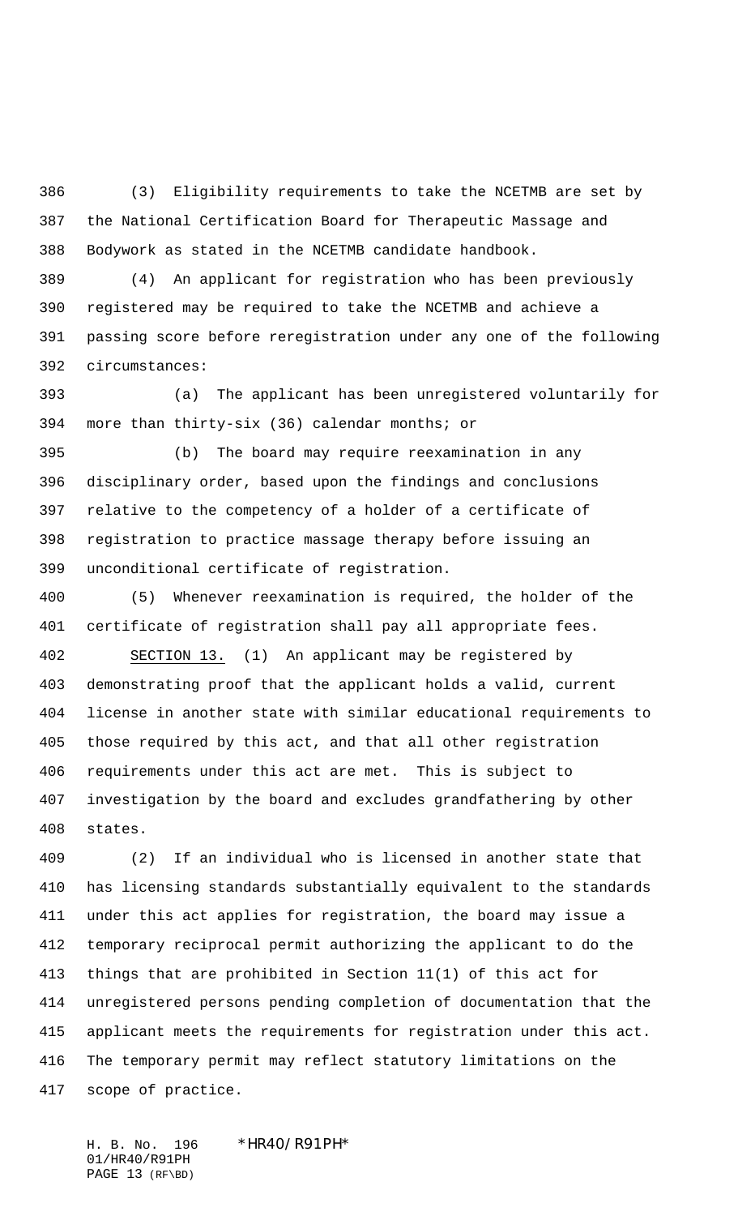(3) Eligibility requirements to take the NCETMB are set by the National Certification Board for Therapeutic Massage and Bodywork as stated in the NCETMB candidate handbook.

(4) An applicant for registration who has been previously registered may be required to take the NCETMB and achieve a passing score before reregistration under any one of the following circumstances:

(a) The applicant has been unregistered voluntarily for more than thirty-six (36) calendar months; or

(b) The board may require reexamination in any disciplinary order, based upon the findings and conclusions relative to the competency of a holder of a certificate of registration to practice massage therapy before issuing an unconditional certificate of registration.

(5) Whenever reexamination is required, the holder of the certificate of registration shall pay all appropriate fees.

SECTION 13. (1) An applicant may be registered by demonstrating proof that the applicant holds a valid, current license in another state with similar educational requirements to those required by this act, and that all other registration requirements under this act are met. This is subject to investigation by the board and excludes grandfathering by other states.

(2) If an individual who is licensed in another state that has licensing standards substantially equivalent to the standards under this act applies for registration, the board may issue a temporary reciprocal permit authorizing the applicant to do the things that are prohibited in Section 11(1) of this act for unregistered persons pending completion of documentation that the applicant meets the requirements for registration under this act. The temporary permit may reflect statutory limitations on the scope of practice.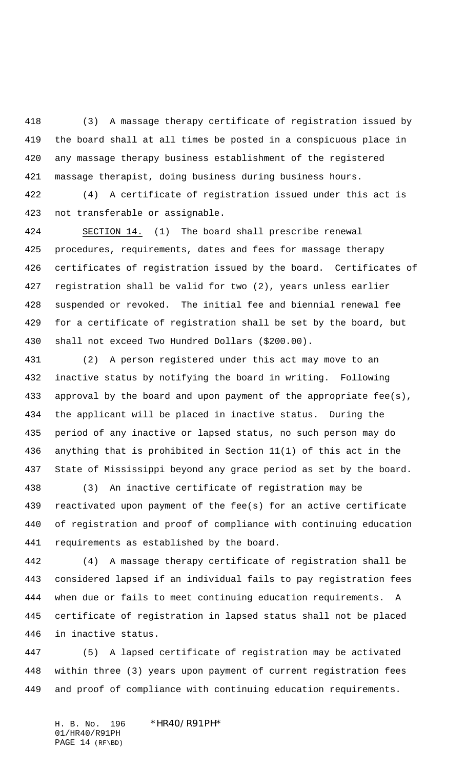(3) A massage therapy certificate of registration issued by the board shall at all times be posted in a conspicuous place in any massage therapy business establishment of the registered massage therapist, doing business during business hours.

(4) A certificate of registration issued under this act is not transferable or assignable.

SECTION 14. (1) The board shall prescribe renewal procedures, requirements, dates and fees for massage therapy certificates of registration issued by the board. Certificates of registration shall be valid for two (2), years unless earlier suspended or revoked. The initial fee and biennial renewal fee for a certificate of registration shall be set by the board, but shall not exceed Two Hundred Dollars ($200.00).

(2) A person registered under this act may move to an inactive status by notifying the board in writing. Following approval by the board and upon payment of the appropriate fee(s), the applicant will be placed in inactive status. During the period of any inactive or lapsed status, no such person may do anything that is prohibited in Section 11(1) of this act in the State of Mississippi beyond any grace period as set by the board.

(3) An inactive certificate of registration may be reactivated upon payment of the fee(s) for an active certificate of registration and proof of compliance with continuing education requirements as established by the board.

(4) A massage therapy certificate of registration shall be considered lapsed if an individual fails to pay registration fees when due or fails to meet continuing education requirements. A certificate of registration in lapsed status shall not be placed in inactive status.

(5) A lapsed certificate of registration may be activated within three (3) years upon payment of current registration fees and proof of compliance with continuing education requirements.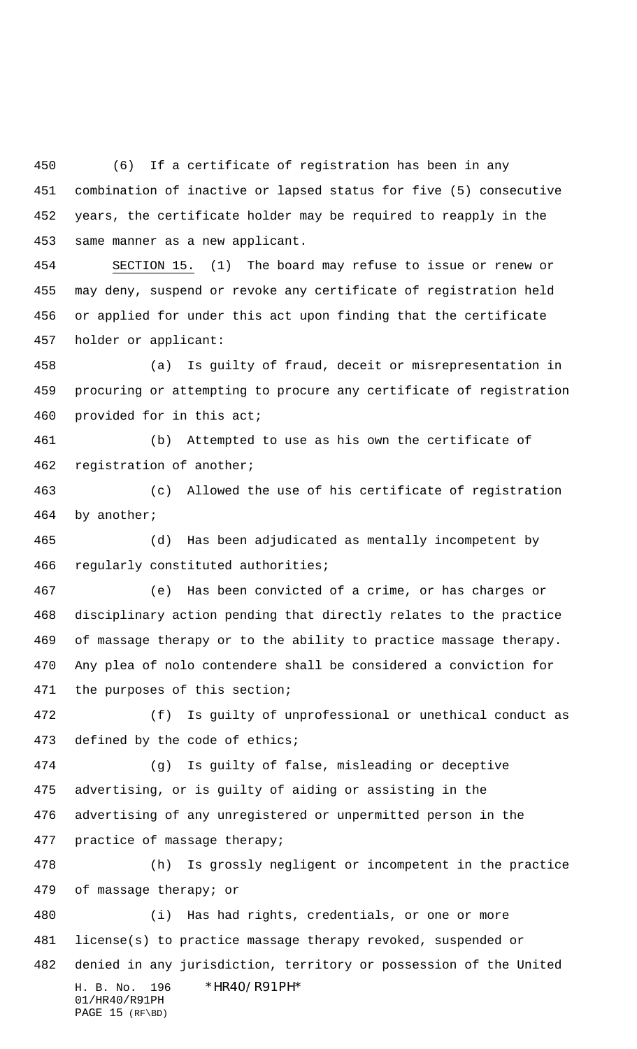(6) If a certificate of registration has been in any combination of inactive or lapsed status for five (5) consecutive years, the certificate holder may be required to reapply in the same manner as a new applicant.

SECTION 15. (1) The board may refuse to issue or renew or may deny, suspend or revoke any certificate of registration held or applied for under this act upon finding that the certificate holder or applicant:

(a) Is guilty of fraud, deceit or misrepresentation in procuring or attempting to procure any certificate of registration provided for in this act;

(b) Attempted to use as his own the certificate of registration of another;

(c) Allowed the use of his certificate of registration by another;

(d) Has been adjudicated as mentally incompetent by regularly constituted authorities;

(e) Has been convicted of a crime, or has charges or disciplinary action pending that directly relates to the practice of massage therapy or to the ability to practice massage therapy. Any plea of nolo contendere shall be considered a conviction for the purposes of this section;

(f) Is guilty of unprofessional or unethical conduct as defined by the code of ethics;

(g) Is guilty of false, misleading or deceptive advertising, or is guilty of aiding or assisting in the advertising of any unregistered or unpermitted person in the practice of massage therapy;

(h) Is grossly negligent or incompetent in the practice of massage therapy; or

(i) Has had rights, credentials, or one or more license(s) to practice massage therapy revoked, suspended or denied in any jurisdiction, territory or possession of the United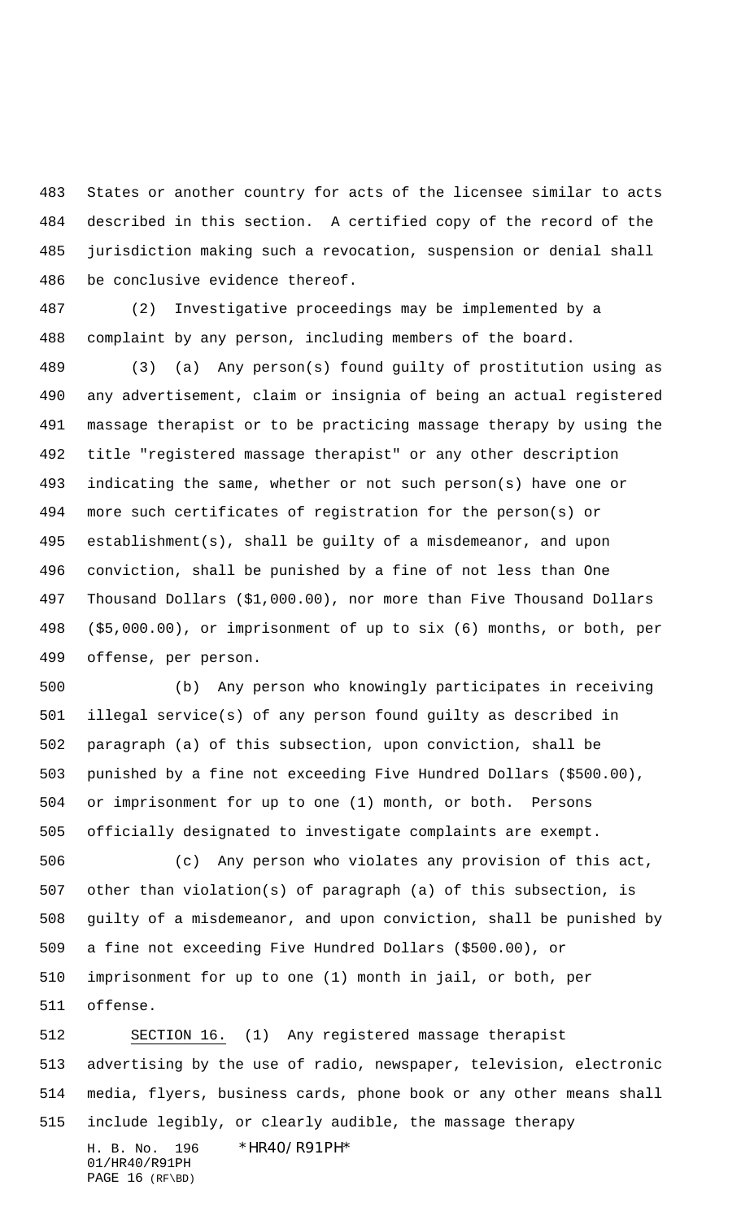States or another country for acts of the licensee similar to acts described in this section. A certified copy of the record of the jurisdiction making such a revocation, suspension or denial shall be conclusive evidence thereof.

(2) Investigative proceedings may be implemented by a complaint by any person, including members of the board.

(3) (a) Any person(s) found guilty of prostitution using as any advertisement, claim or insignia of being an actual registered massage therapist or to be practicing massage therapy by using the title "registered massage therapist" or any other description indicating the same, whether or not such person(s) have one or more such certificates of registration for the person(s) or establishment(s), shall be guilty of a misdemeanor, and upon conviction, shall be punished by a fine of not less than One Thousand Dollars ($1,000.00), nor more than Five Thousand Dollars ($5,000.00), or imprisonment of up to six (6) months, or both, per offense, per person.

(b) Any person who knowingly participates in receiving illegal service(s) of any person found guilty as described in paragraph (a) of this subsection, upon conviction, shall be punished by a fine not exceeding Five Hundred Dollars ($500.00), or imprisonment for up to one (1) month, or both. Persons officially designated to investigate complaints are exempt.

(c) Any person who violates any provision of this act, other than violation(s) of paragraph (a) of this subsection, is guilty of a misdemeanor, and upon conviction, shall be punished by a fine not exceeding Five Hundred Dollars ($500.00), or imprisonment for up to one (1) month in jail, or both, per offense.

SECTION 16. (1) Any registered massage therapist advertising by the use of radio, newspaper, television, electronic media, flyers, business cards, phone book or any other means shall include legibly, or clearly audible, the massage therapy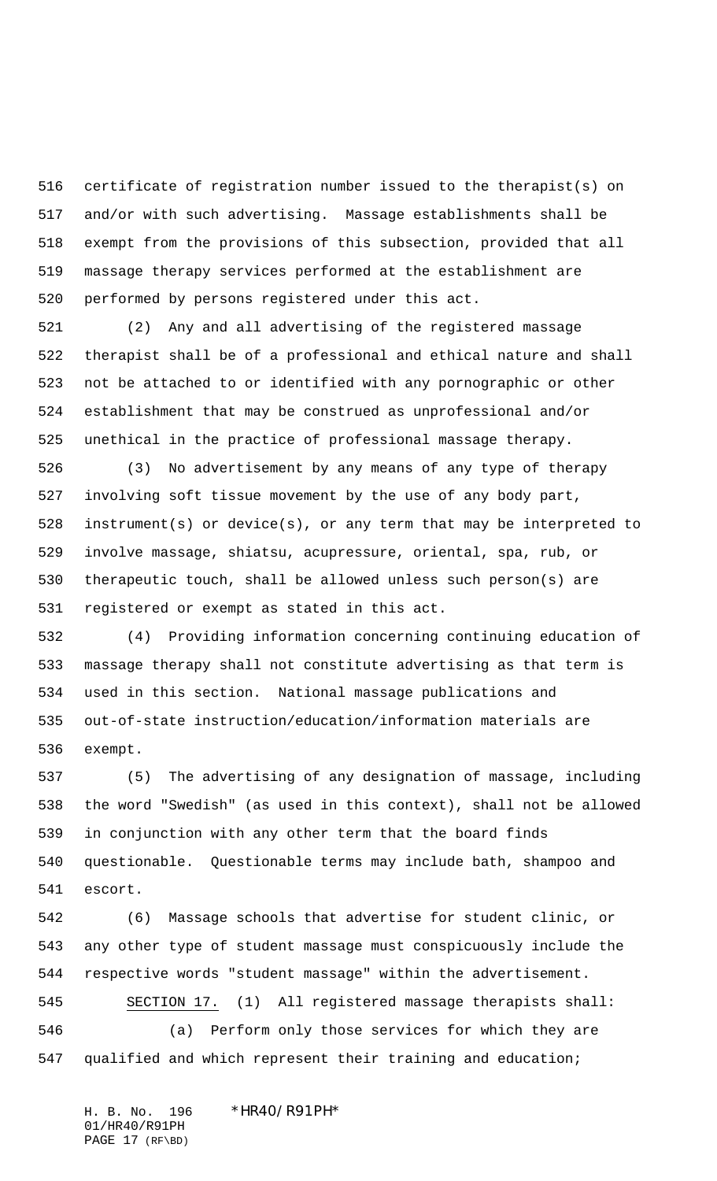certificate of registration number issued to the therapist(s) on and/or with such advertising. Massage establishments shall be exempt from the provisions of this subsection, provided that all massage therapy services performed at the establishment are performed by persons registered under this act.

(2) Any and all advertising of the registered massage therapist shall be of a professional and ethical nature and shall not be attached to or identified with any pornographic or other establishment that may be construed as unprofessional and/or unethical in the practice of professional massage therapy.

(3) No advertisement by any means of any type of therapy involving soft tissue movement by the use of any body part, instrument(s) or device(s), or any term that may be interpreted to involve massage, shiatsu, acupressure, oriental, spa, rub, or therapeutic touch, shall be allowed unless such person(s) are registered or exempt as stated in this act.

(4) Providing information concerning continuing education of massage therapy shall not constitute advertising as that term is used in this section. National massage publications and out-of-state instruction/education/information materials are exempt.

(5) The advertising of any designation of massage, including the word "Swedish" (as used in this context), shall not be allowed in conjunction with any other term that the board finds questionable. Questionable terms may include bath, shampoo and escort.

(6) Massage schools that advertise for student clinic, or any other type of student massage must conspicuously include the respective words "student massage" within the advertisement.

SECTION 17. (1) All registered massage therapists shall:

(a) Perform only those services for which they are qualified and which represent their training and education;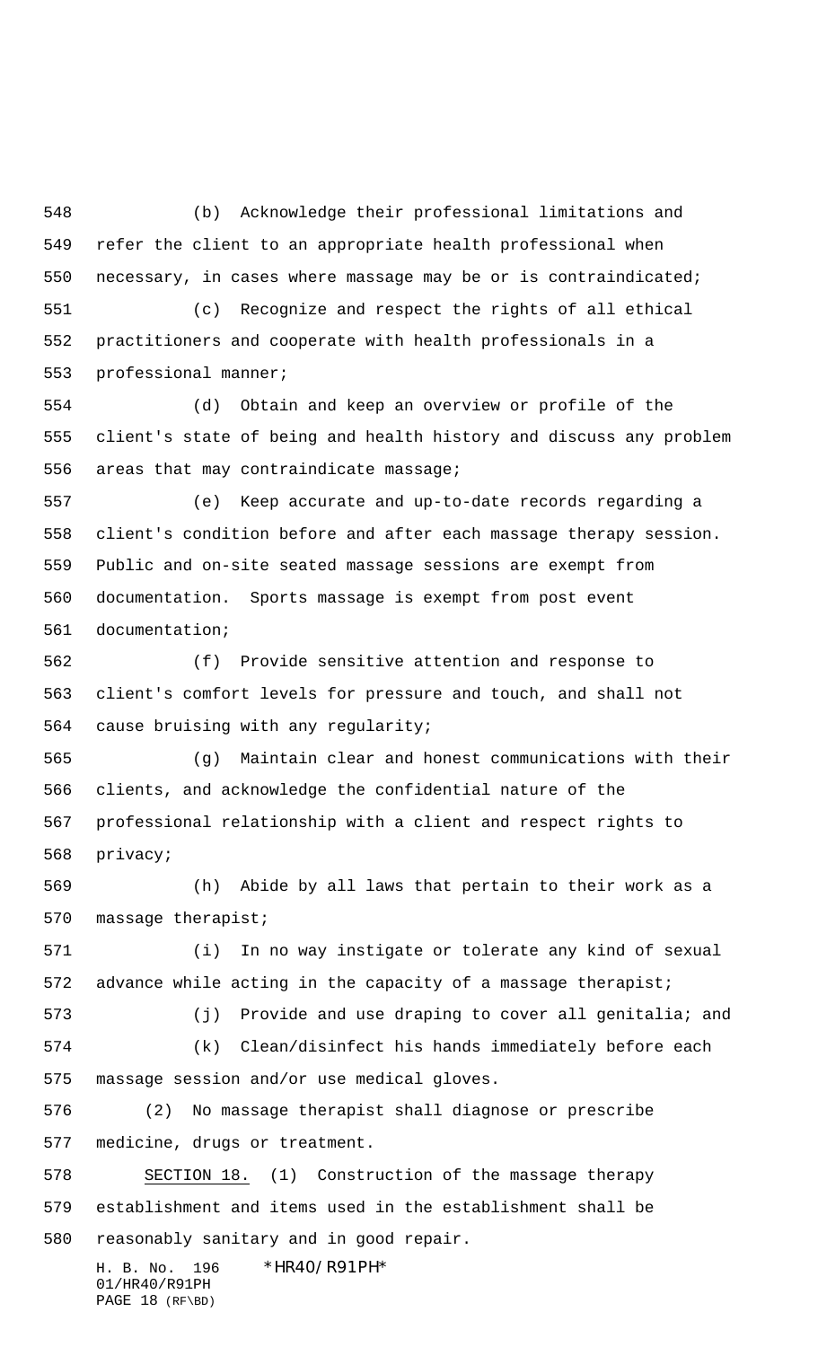(b) Acknowledge their professional limitations and refer the client to an appropriate health professional when necessary, in cases where massage may be or is contraindicated;

(c) Recognize and respect the rights of all ethical practitioners and cooperate with health professionals in a professional manner;

(d) Obtain and keep an overview or profile of the client's state of being and health history and discuss any problem areas that may contraindicate massage;

(e) Keep accurate and up-to-date records regarding a client's condition before and after each massage therapy session. Public and on-site seated massage sessions are exempt from documentation. Sports massage is exempt from post event documentation;

(f) Provide sensitive attention and response to client's comfort levels for pressure and touch, and shall not cause bruising with any regularity;

(g) Maintain clear and honest communications with their clients, and acknowledge the confidential nature of the professional relationship with a client and respect rights to privacy;

(h) Abide by all laws that pertain to their work as a massage therapist;

(i) In no way instigate or tolerate any kind of sexual advance while acting in the capacity of a massage therapist;

(j) Provide and use draping to cover all genitalia; and

(k) Clean/disinfect his hands immediately before each massage session and/or use medical gloves.

(2) No massage therapist shall diagnose or prescribe medicine, drugs or treatment.

SECTION 18. (1) Construction of the massage therapy establishment and items used in the establishment shall be reasonably sanitary and in good repair.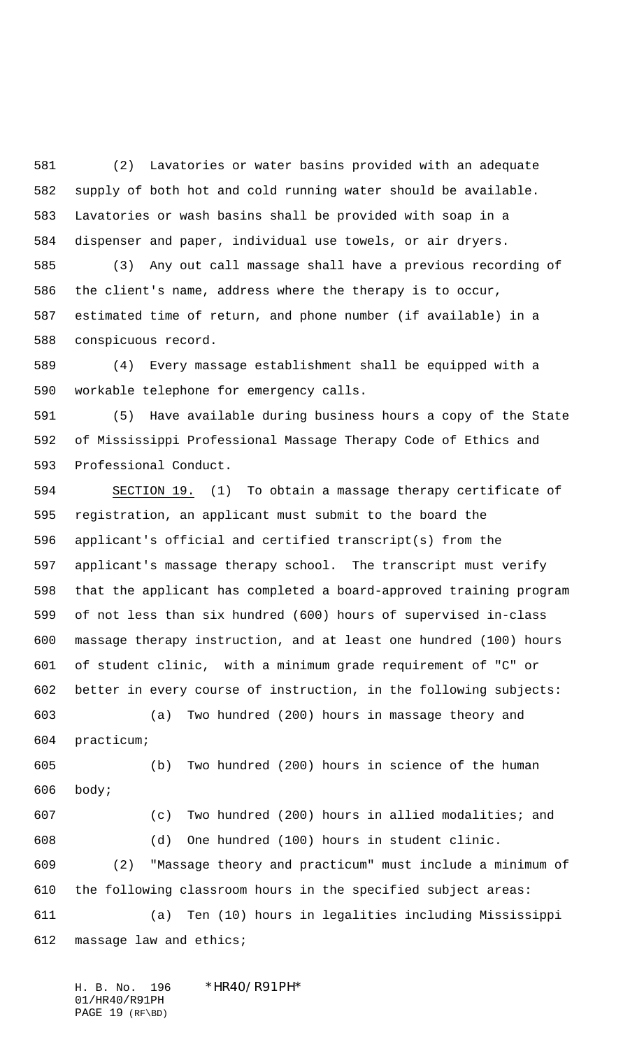(2) Lavatories or water basins provided with an adequate supply of both hot and cold running water should be available. Lavatories or wash basins shall be provided with soap in a dispenser and paper, individual use towels, or air dryers.

(3) Any out call massage shall have a previous recording of the client's name, address where the therapy is to occur, estimated time of return, and phone number (if available) in a conspicuous record.

(4) Every massage establishment shall be equipped with a workable telephone for emergency calls.

(5) Have available during business hours a copy of the State of Mississippi Professional Massage Therapy Code of Ethics and Professional Conduct.

SECTION 19. (1) To obtain a massage therapy certificate of registration, an applicant must submit to the board the applicant's official and certified transcript(s) from the applicant's massage therapy school. The transcript must verify that the applicant has completed a board-approved training program of not less than six hundred (600) hours of supervised in-class massage therapy instruction, and at least one hundred (100) hours of student clinic, with a minimum grade requirement of "C" or better in every course of instruction, in the following subjects:

(a) Two hundred (200) hours in massage theory and practicum;

(b) Two hundred (200) hours in science of the human body;

(c) Two hundred (200) hours in allied modalities; and

(d) One hundred (100) hours in student clinic.

(2) "Massage theory and practicum" must include a minimum of the following classroom hours in the specified subject areas:

(a) Ten (10) hours in legalities including Mississippi massage law and ethics;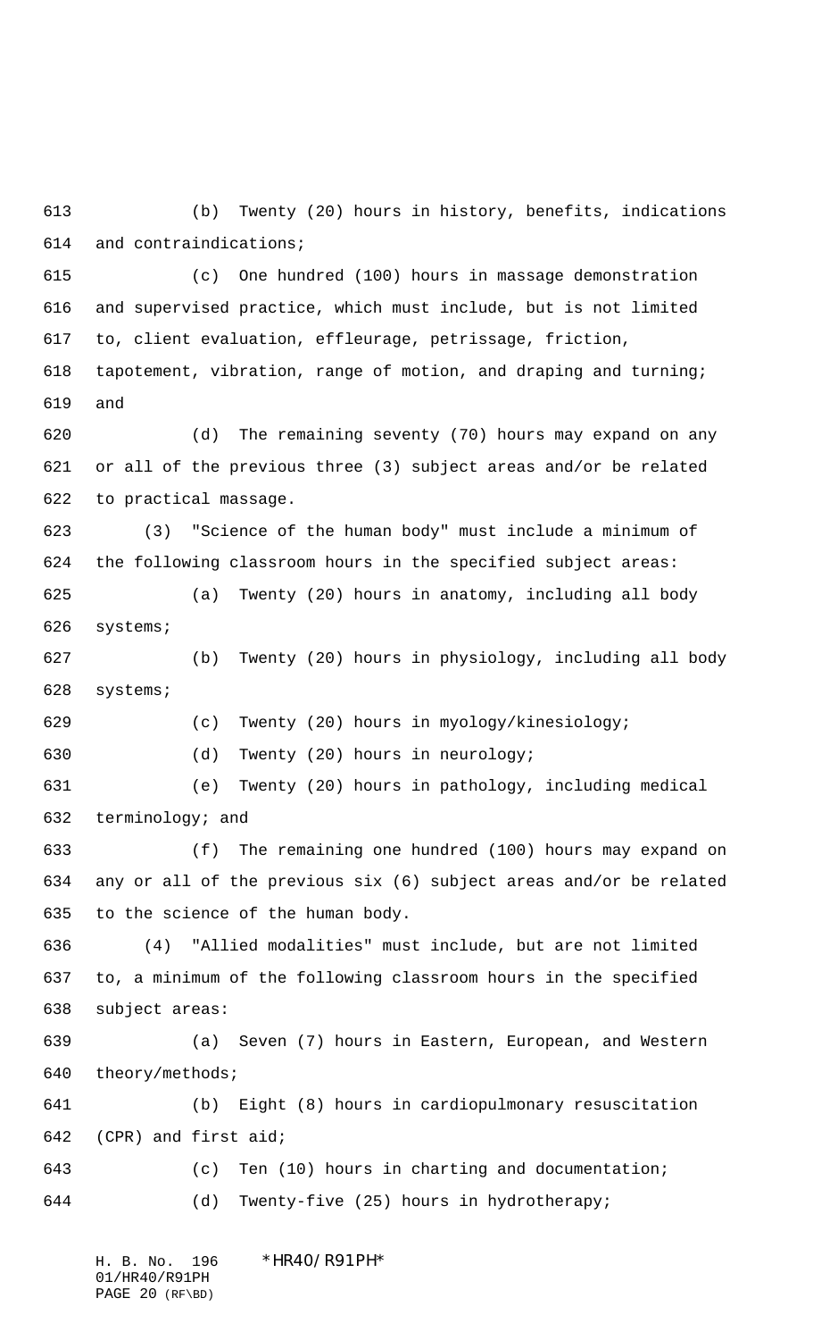(b) Twenty (20) hours in history, benefits, indications and contraindications;

(c) One hundred (100) hours in massage demonstration and supervised practice, which must include, but is not limited to, client evaluation, effleurage, petrissage, friction, tapotement, vibration, range of motion, and draping and turning; and

(d) The remaining seventy (70) hours may expand on any or all of the previous three (3) subject areas and/or be related to practical massage.

(3) "Science of the human body" must include a minimum of the following classroom hours in the specified subject areas:

(a) Twenty (20) hours in anatomy, including all body systems;

(b) Twenty (20) hours in physiology, including all body systems;

(c) Twenty (20) hours in myology/kinesiology;

(d) Twenty (20) hours in neurology;

(e) Twenty (20) hours in pathology, including medical terminology; and

(f) The remaining one hundred (100) hours may expand on any or all of the previous six (6) subject areas and/or be related to the science of the human body.

(4) "Allied modalities" must include, but are not limited to, a minimum of the following classroom hours in the specified subject areas:

(a) Seven (7) hours in Eastern, European, and Western theory/methods;

(b) Eight (8) hours in cardiopulmonary resuscitation (CPR) and first aid;

(c) Ten (10) hours in charting and documentation;

(d) Twenty-five (25) hours in hydrotherapy;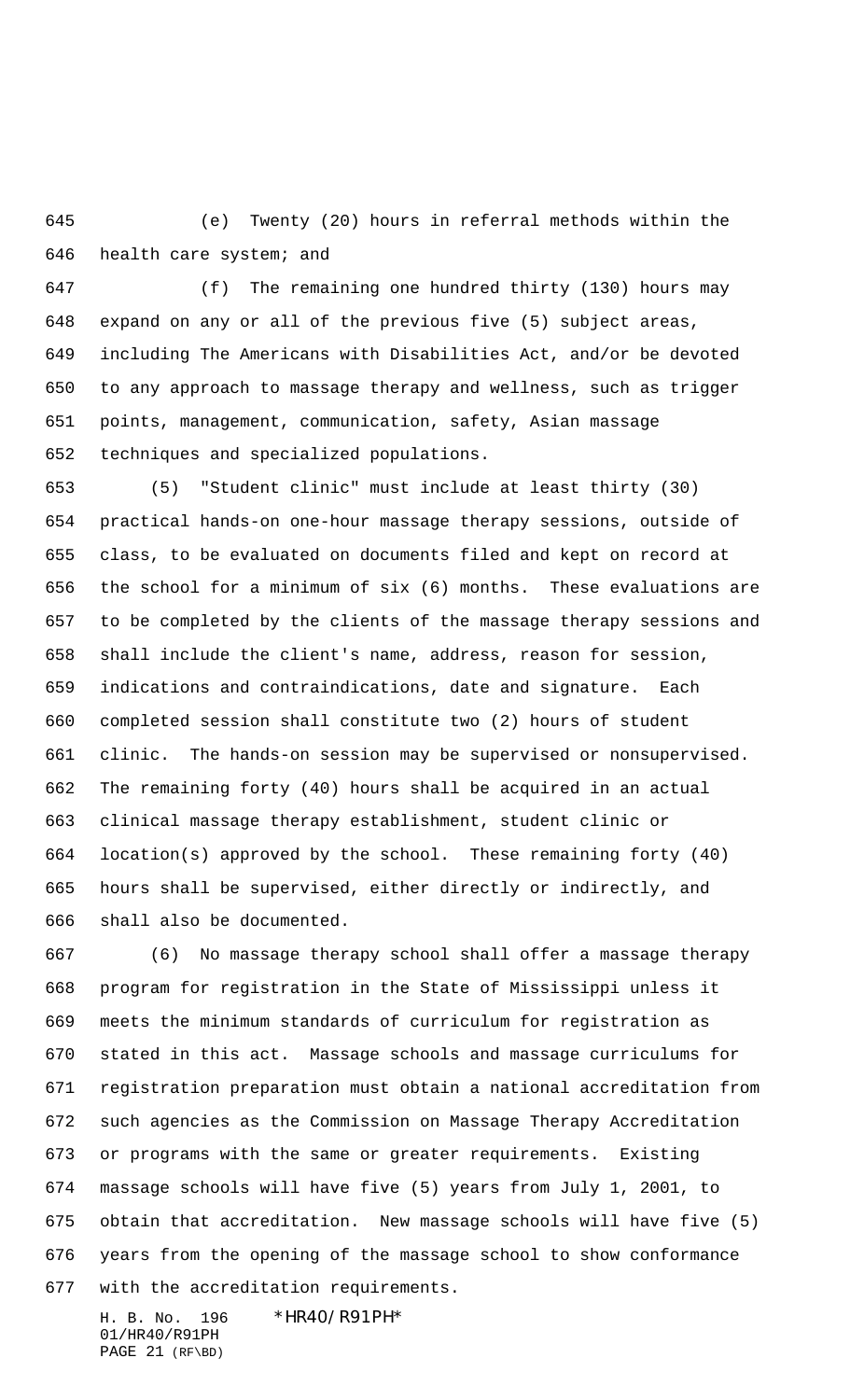(e) Twenty (20) hours in referral methods within the health care system; and

(f) The remaining one hundred thirty (130) hours may expand on any or all of the previous five (5) subject areas, including The Americans with Disabilities Act, and/or be devoted to any approach to massage therapy and wellness, such as trigger points, management, communication, safety, Asian massage techniques and specialized populations.

(5) "Student clinic" must include at least thirty (30) practical hands-on one-hour massage therapy sessions, outside of class, to be evaluated on documents filed and kept on record at the school for a minimum of six (6) months. These evaluations are to be completed by the clients of the massage therapy sessions and shall include the client's name, address, reason for session, indications and contraindications, date and signature. Each completed session shall constitute two (2) hours of student clinic. The hands-on session may be supervised or nonsupervised. The remaining forty (40) hours shall be acquired in an actual clinical massage therapy establishment, student clinic or location(s) approved by the school. These remaining forty (40) hours shall be supervised, either directly or indirectly, and shall also be documented.

(6) No massage therapy school shall offer a massage therapy program for registration in the State of Mississippi unless it meets the minimum standards of curriculum for registration as stated in this act. Massage schools and massage curriculums for registration preparation must obtain a national accreditation from such agencies as the Commission on Massage Therapy Accreditation or programs with the same or greater requirements. Existing massage schools will have five (5) years from July 1, 2001, to obtain that accreditation. New massage schools will have five (5) years from the opening of the massage school to show conformance with the accreditation requirements.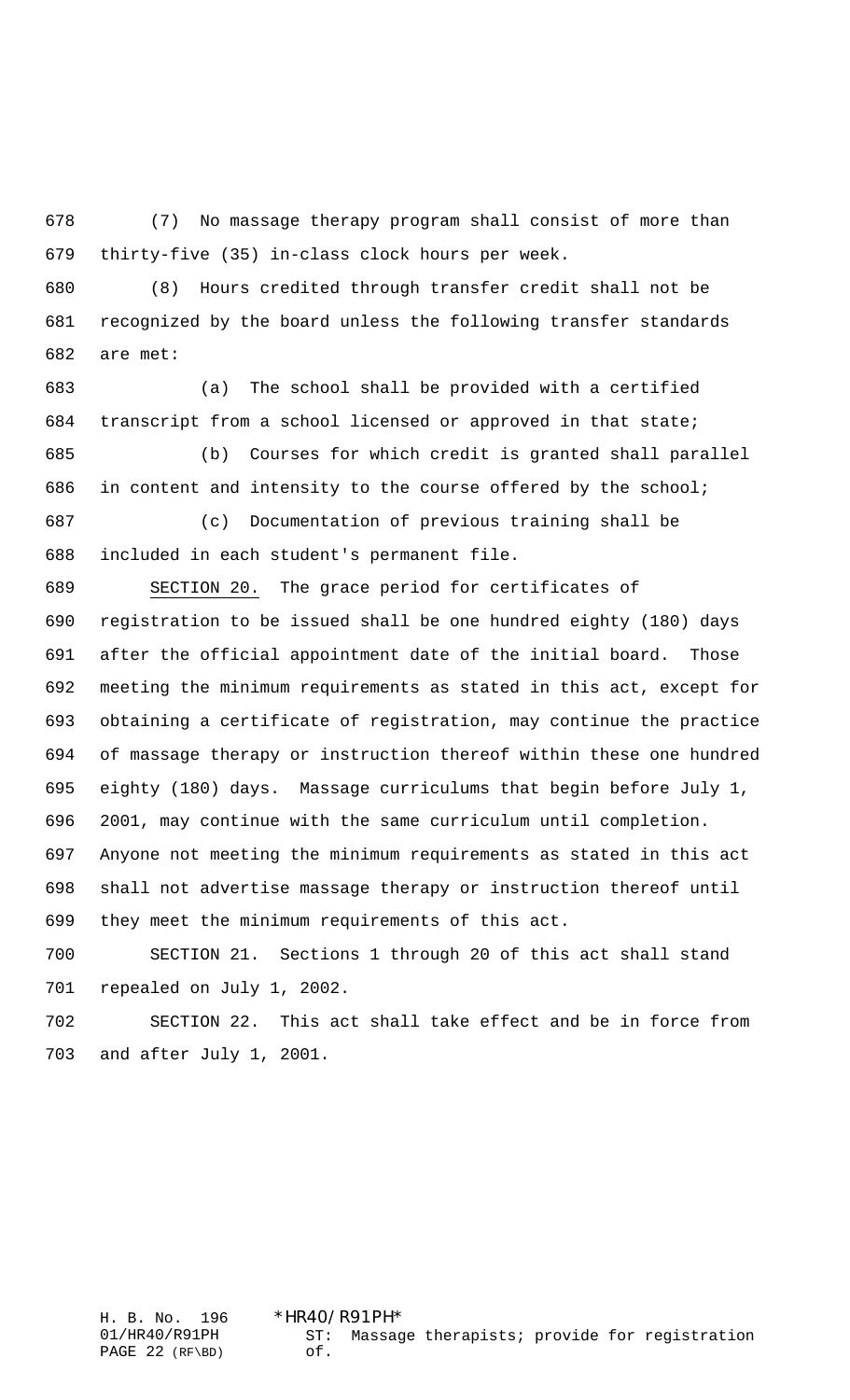(7) No massage therapy program shall consist of more than thirty-five (35) in-class clock hours per week.

(8) Hours credited through transfer credit shall not be recognized by the board unless the following transfer standards are met:

(a) The school shall be provided with a certified transcript from a school licensed or approved in that state;

(b) Courses for which credit is granted shall parallel in content and intensity to the course offered by the school;

(c) Documentation of previous training shall be included in each student's permanent file.

SECTION 20. The grace period for certificates of registration to be issued shall be one hundred eighty (180) days after the official appointment date of the initial board. Those meeting the minimum requirements as stated in this act, except for obtaining a certificate of registration, may continue the practice of massage therapy or instruction thereof within these one hundred eighty (180) days. Massage curriculums that begin before July 1, 2001, may continue with the same curriculum until completion. Anyone not meeting the minimum requirements as stated in this act shall not advertise massage therapy or instruction thereof until they meet the minimum requirements of this act.

SECTION 21. Sections 1 through 20 of this act shall stand repealed on July 1, 2002.

SECTION 22. This act shall take effect and be in force from and after July 1, 2001.

ST: Massage therapists; provide for registration of.